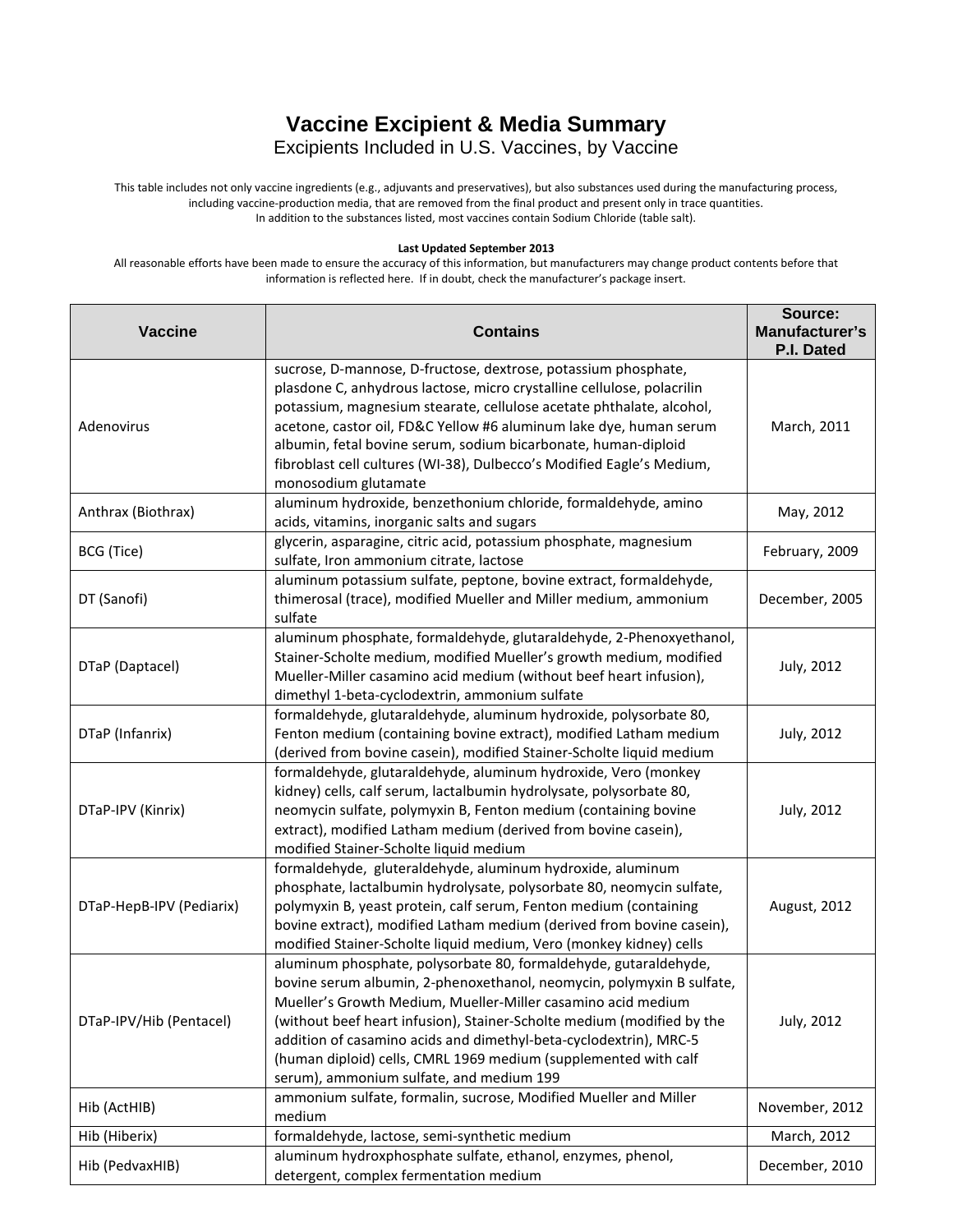# Vaccine Excipient & Media Summary

## Excipients Included in U.S. Vaccines, by Vaccine

This table includes not only vaccine ingredients (e.g., adjuvants and preservatives), but also substances used during the manufacturing process, including vaccine-production media, that are removed from the final product and present only in trace quantities.
In addition to the substances listed, most vaccines contain Sodium Chloride (table salt).

**Last Updated September 2013**

All reasonable efforts have been made to ensure the accuracy of this information, but manufacturers may change product contents before that information is reflected here. If in doubt, check the manufacturer's package insert.

| Vaccine | Contains | Source: Manufacturer's P.I. Dated |
|---|---|---|
| Adenovirus | sucrose, D-mannose, D-fructose, dextrose, potassium phosphate, plasdone C, anhydrous lactose, micro crystalline cellulose, polacrilin potassium, magnesium stearate, cellulose acetate phthalate, alcohol, acetone, castor oil, FD&C Yellow #6 aluminum lake dye, human serum albumin, fetal bovine serum, sodium bicarbonate, human-diploid fibroblast cell cultures (WI-38), Dulbecco's Modified Eagle's Medium, monosodium glutamate | March, 2011 |
| Anthrax (Biothrax) | aluminum hydroxide, benzethonium chloride, formaldehyde, amino acids, vitamins, inorganic salts and sugars | May, 2012 |
| BCG (Tice) | glycerin, asparagine, citric acid, potassium phosphate, magnesium sulfate, Iron ammonium citrate, lactose | February, 2009 |
| DT (Sanofi) | aluminum potassium sulfate, peptone, bovine extract, formaldehyde, thimerosal (trace), modified Mueller and Miller medium, ammonium sulfate | December, 2005 |
| DTaP (Daptacel) | aluminum phosphate, formaldehyde, glutaraldehyde, 2-Phenoxyethanol, Stainer-Scholte medium, modified Mueller's growth medium, modified Mueller-Miller casamino acid medium (without beef heart infusion), dimethyl 1-beta-cyclodextrin, ammonium sulfate | July, 2012 |
| DTaP (Infanrix) | formaldehyde, glutaraldehyde, aluminum hydroxide, polysorbate 80, Fenton medium (containing bovine extract), modified Latham medium (derived from bovine casein), modified Stainer-Scholte liquid medium | July, 2012 |
| DTaP-IPV (Kinrix) | formaldehyde, glutaraldehyde, aluminum hydroxide, Vero (monkey kidney) cells, calf serum, lactalbumin hydrolysate, polysorbate 80, neomycin sulfate, polymyxin B, Fenton medium (containing bovine extract), modified Latham medium (derived from bovine casein), modified Stainer-Scholte liquid medium | July, 2012 |
| DTaP-HepB-IPV (Pediarix) | formaldehyde, gluteraldehyde, aluminum hydroxide, aluminum phosphate, lactalbumin hydrolysate, polysorbate 80, neomycin sulfate, polymyxin B, yeast protein, calf serum, Fenton medium (containing bovine extract), modified Latham medium (derived from bovine casein), modified Stainer-Scholte liquid medium, Vero (monkey kidney) cells | August, 2012 |
| DTaP-IPV/Hib (Pentacel) | aluminum phosphate, polysorbate 80, formaldehyde, gutaraldehyde, bovine serum albumin, 2-phenoxethanol, neomycin, polymyxin B sulfate, Mueller's Growth Medium, Mueller-Miller casamino acid medium (without beef heart infusion), Stainer-Scholte medium (modified by the addition of casamino acids and dimethyl-beta-cyclodextrin), MRC-5 (human diploid) cells, CMRL 1969 medium (supplemented with calf serum), ammonium sulfate, and medium 199 | July, 2012 |
| Hib (ActHIB) | ammonium sulfate, formalin, sucrose, Modified Mueller and Miller medium | November, 2012 |
| Hib (Hiberix) | formaldehyde, lactose, semi-synthetic medium | March, 2012 |
| Hib (PedvaxHIB) | aluminum hydroxphosphate sulfate, ethanol, enzymes, phenol, detergent, complex fermentation medium | December, 2010 |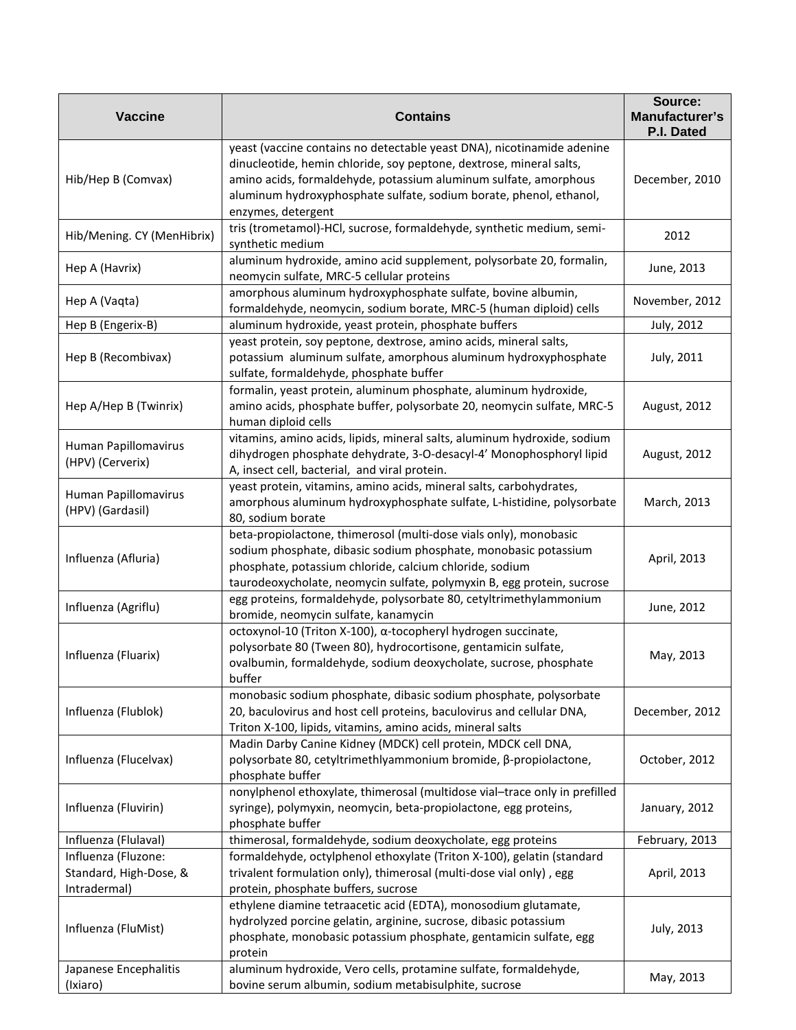| Vaccine | Contains | Source: Manufacturer's P.I. Dated |
|---|---|---|
| Hib/Hep B (Comvax) | yeast (vaccine contains no detectable yeast DNA), nicotinamide adenine dinucleotide, hemin chloride, soy peptone, dextrose, mineral salts, amino acids, formaldehyde, potassium aluminum sulfate, amorphous aluminum hydroxyphosphate sulfate, sodium borate, phenol, ethanol, enzymes, detergent | December, 2010 |
| Hib/Mening. CY (MenHibrix) | tris (trometamol)-HCl, sucrose, formaldehyde, synthetic medium, semi-synthetic medium | 2012 |
| Hep A (Havrix) | aluminum hydroxide, amino acid supplement, polysorbate 20, formalin, neomycin sulfate, MRC-5 cellular proteins | June, 2013 |
| Hep A (Vaqta) | amorphous aluminum hydroxyphosphate sulfate, bovine albumin, formaldehyde, neomycin, sodium borate, MRC-5 (human diploid) cells | November, 2012 |
| Hep B (Engerix-B) | aluminum hydroxide, yeast protein, phosphate buffers | July, 2012 |
| Hep B (Recombivax) | yeast protein, soy peptone, dextrose, amino acids, mineral salts, potassium aluminum sulfate, amorphous aluminum hydroxyphosphate sulfate, formaldehyde, phosphate buffer | July, 2011 |
| Hep A/Hep B (Twinrix) | formalin, yeast protein, aluminum phosphate, aluminum hydroxide, amino acids, phosphate buffer, polysorbate 20, neomycin sulfate, MRC-5 human diploid cells | August, 2012 |
| Human Papillomavirus (HPV) (Cerverix) | vitamins, amino acids, lipids, mineral salts, aluminum hydroxide, sodium dihydrogen phosphate dehydrate, 3-O-desacyl-4' Monophosphoryl lipid A, insect cell, bacterial, and viral protein. | August, 2012 |
| Human Papillomavirus (HPV) (Gardasil) | yeast protein, vitamins, amino acids, mineral salts, carbohydrates, amorphous aluminum hydroxyphosphate sulfate, L-histidine, polysorbate 80, sodium borate | March, 2013 |
| Influenza (Afluria) | beta-propiolactone, thimerosol (multi-dose vials only), monobasic sodium phosphate, dibasic sodium phosphate, monobasic potassium phosphate, potassium chloride, calcium chloride, sodium taurodeoxycholate, neomycin sulfate, polymyxin B, egg protein, sucrose | April, 2013 |
| Influenza (Agriflu) | egg proteins, formaldehyde, polysorbate 80, cetyltrimethylammonium bromide, neomycin sulfate, kanamycin | June, 2012 |
| Influenza (Fluarix) | octoxynol-10 (Triton X-100), α-tocopheryl hydrogen succinate, polysorbate 80 (Tween 80), hydrocortisone, gentamicin sulfate, ovalbumin, formaldehyde, sodium deoxycholate, sucrose, phosphate buffer | May, 2013 |
| Influenza (Flublok) | monobasic sodium phosphate, dibasic sodium phosphate, polysorbate 20, baculovirus and host cell proteins, baculovirus and cellular DNA, Triton X-100, lipids, vitamins, amino acids, mineral salts | December, 2012 |
| Influenza (Flucelvax) | Madin Darby Canine Kidney (MDCK) cell protein, MDCK cell DNA, polysorbate 80, cetyltrimethlyammonium bromide, β-propiolactone, phosphate buffer | October, 2012 |
| Influenza (Fluvirin) | nonylphenol ethoxylate, thimerosal (multidose vial–trace only in prefilled syringe), polymyxin, neomycin, beta-propiolactone, egg proteins, phosphate buffer | January, 2012 |
| Influenza (Flulaval) | thimerosal, formaldehyde, sodium deoxycholate, egg proteins | February, 2013 |
| Influenza (Fluzone: Standard, High-Dose, & Intradermal) | formaldehyde, octylphenol ethoxylate (Triton X-100), gelatin (standard trivalent formulation only), thimerosal (multi-dose vial only) , egg protein, phosphate buffers, sucrose | April, 2013 |
| Influenza (FluMist) | ethylene diamine tetraacetic acid (EDTA), monosodium glutamate, hydrolyzed porcine gelatin, arginine, sucrose, dibasic potassium phosphate, monobasic potassium phosphate, gentamicin sulfate, egg protein | July, 2013 |
| Japanese Encephalitis (Ixiaro) | aluminum hydroxide, Vero cells, protamine sulfate, formaldehyde, bovine serum albumin, sodium metabisulphite, sucrose | May, 2013 |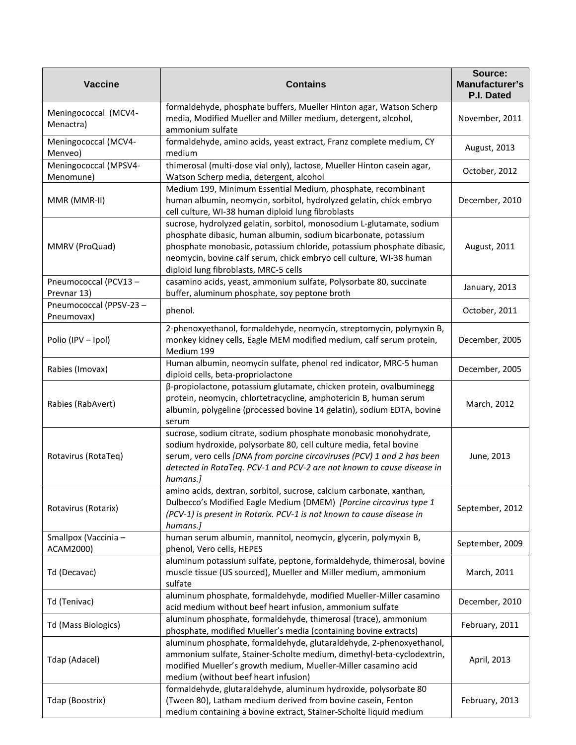| Vaccine | Contains | Source: Manufacturer's P.I. Dated |
| --- | --- | --- |
| Meningococcal (MCV4-Menactra) | formaldehyde, phosphate buffers, Mueller Hinton agar, Watson Scherp media, Modified Mueller and Miller medium, detergent, alcohol, ammonium sulfate | November, 2011 |
| Meningococcal (MCV4-Menveo) | formaldehyde, amino acids, yeast extract, Franz complete medium, CY medium | August, 2013 |
| Meningococcal (MPSV4-Menomune) | thimerosal (multi-dose vial only), lactose, Mueller Hinton casein agar, Watson Scherp media, detergent, alcohol | October, 2012 |
| MMR (MMR-II) | Medium 199, Minimum Essential Medium, phosphate, recombinant human albumin, neomycin, sorbitol, hydrolyzed gelatin, chick embryo cell culture, WI-38 human diploid lung fibroblasts | December, 2010 |
| MMRV (ProQuad) | sucrose, hydrolyzed gelatin, sorbitol, monosodium L-glutamate, sodium phosphate dibasic, human albumin, sodium bicarbonate, potassium phosphate monobasic, potassium chloride, potassium phosphate dibasic, neomycin, bovine calf serum, chick embryo cell culture, WI-38 human diploid lung fibroblasts, MRC-5 cells | August, 2011 |
| Pneumococcal (PCV13 – Prevnar 13) | casamino acids, yeast, ammonium sulfate, Polysorbate 80, succinate buffer, aluminum phosphate, soy peptone broth | January, 2013 |
| Pneumococcal (PPSV-23 – Pneumovax) | phenol. | October, 2011 |
| Polio (IPV – Ipol) | 2-phenoxyethanol, formaldehyde, neomycin, streptomycin, polymyxin B, monkey kidney cells, Eagle MEM modified medium, calf serum protein, Medium 199 | December, 2005 |
| Rabies (Imovax) | Human albumin, neomycin sulfate, phenol red indicator, MRC-5 human diploid cells, beta-propriolactone | December, 2005 |
| Rabies (RabAvert) | β-propiolactone, potassium glutamate, chicken protein, ovalbuminegg protein, neomycin, chlortetracycline, amphotericin B, human serum albumin, polygeline (processed bovine 14 gelatin), sodium EDTA, bovine serum | March, 2012 |
| Rotavirus (RotaTeq) | sucrose, sodium citrate, sodium phosphate monobasic monohydrate, sodium hydroxide, polysorbate 80, cell culture media, fetal bovine serum, vero cells *[DNA from porcine circoviruses (PCV) 1 and 2 has been detected in RotaTeq. PCV-1 and PCV-2 are not known to cause disease in humans.]* | June, 2013 |
| Rotavirus (Rotarix) | amino acids, dextran, sorbitol, sucrose, calcium carbonate, xanthan, Dulbecco's Modified Eagle Medium (DMEM) *[Porcine circovirus type 1 (PCV-1) is present in Rotarix. PCV-1 is not known to cause disease in humans.]* | September, 2012 |
| Smallpox (Vaccinia – ACAM2000) | human serum albumin, mannitol, neomycin, glycerin, polymyxin B, phenol, Vero cells, HEPES | September, 2009 |
| Td (Decavac) | aluminum potassium sulfate, peptone, formaldehyde, thimerosal, bovine muscle tissue (US sourced), Mueller and Miller medium, ammonium sulfate | March, 2011 |
| Td (Tenivac) | aluminum phosphate, formaldehyde, modified Mueller-Miller casamino acid medium without beef heart infusion, ammonium sulfate | December, 2010 |
| Td (Mass Biologics) | aluminum phosphate, formaldehyde, thimerosal (trace), ammonium phosphate, modified Mueller's media (containing bovine extracts) | February, 2011 |
| Tdap (Adacel) | aluminum phosphate, formaldehyde, glutaraldehyde, 2-phenoxyethanol, ammonium sulfate, Stainer-Scholte medium, dimethyl-beta-cyclodextrin, modified Mueller's growth medium, Mueller-Miller casamino acid medium (without beef heart infusion) | April, 2013 |
| Tdap (Boostrix) | formaldehyde, glutaraldehyde, aluminum hydroxide, polysorbate 80 (Tween 80), Latham medium derived from bovine casein, Fenton medium containing a bovine extract, Stainer-Scholte liquid medium | February, 2013 |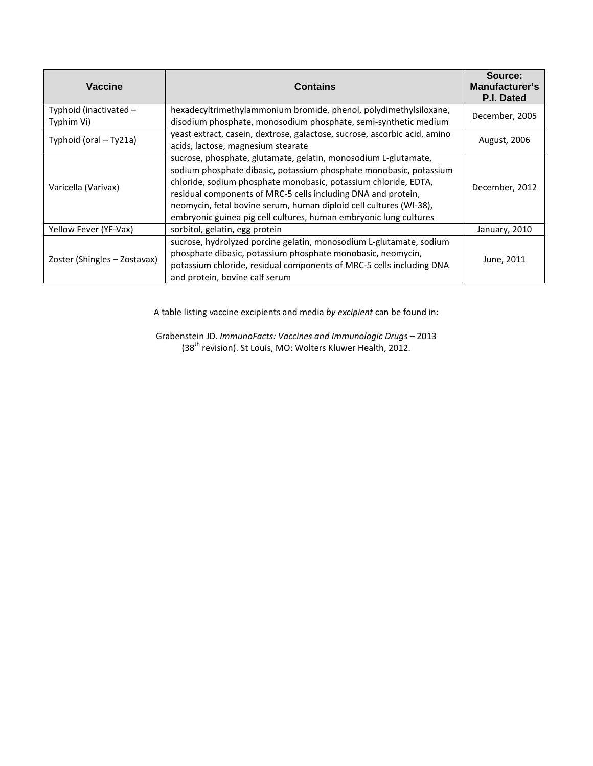| Vaccine | Contains | Source: Manufacturer's P.I. Dated |
|---|---|---|
| Typhoid (inactivated – Typhim Vi) | hexadecyltrimethylammonium bromide, phenol, polydimethylsiloxane, disodium phosphate, monosodium phosphate, semi-synthetic medium | December, 2005 |
| Typhoid (oral – Ty21a) | yeast extract, casein, dextrose, galactose, sucrose, ascorbic acid, amino acids, lactose, magnesium stearate | August, 2006 |
| Varicella (Varivax) | sucrose, phosphate, glutamate, gelatin, monosodium L-glutamate, sodium phosphate dibasic, potassium phosphate monobasic, potassium chloride, sodium phosphate monobasic, potassium chloride, EDTA, residual components of MRC-5 cells including DNA and protein, neomycin, fetal bovine serum, human diploid cell cultures (WI-38), embryonic guinea pig cell cultures, human embryonic lung cultures | December, 2012 |
| Yellow Fever (YF-Vax) | sorbitol, gelatin, egg protein | January, 2010 |
| Zoster (Shingles – Zostavax) | sucrose, hydrolyzed porcine gelatin, monosodium L-glutamate, sodium phosphate dibasic, potassium phosphate monobasic, neomycin, potassium chloride, residual components of MRC-5 cells including DNA and protein, bovine calf serum | June, 2011 |

A table listing vaccine excipients and media *by excipient* can be found in:

Grabenstein JD. *ImmunoFacts: Vaccines and Immunologic Drugs* – 2013 (38th revision). St Louis, MO: Wolters Kluwer Health, 2012.